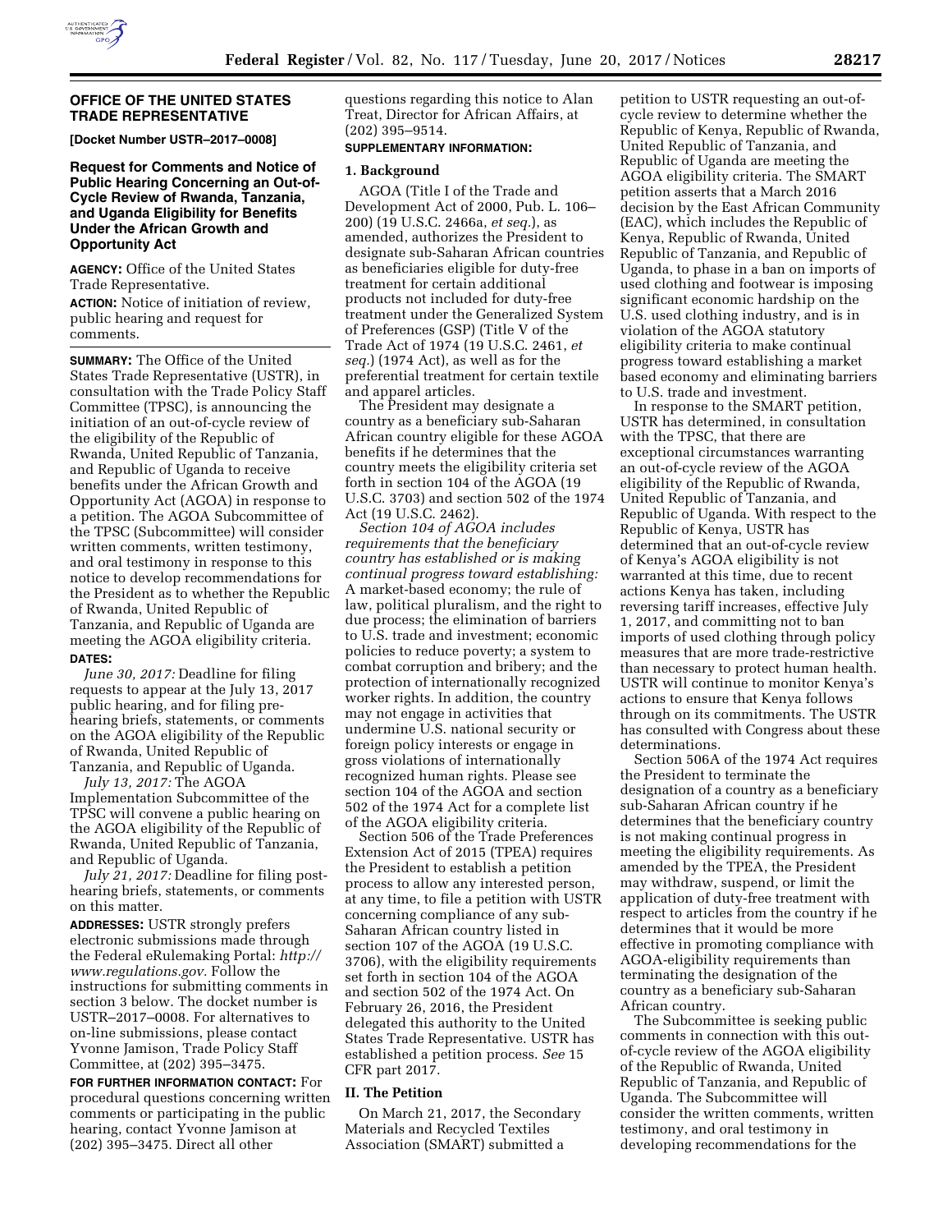## OFFICE OF THE UNITED STATES TRADE REPRESENTATIVE

**[Docket Number USTR–2017–0008]**

### Request for Comments and Notice of Public Hearing Concerning an Out-of-Cycle Review of Rwanda, Tanzania, and Uganda Eligibility for Benefits Under the African Growth and Opportunity Act

**AGENCY:** Office of the United States Trade Representative.

**ACTION:** Notice of initiation of review, public hearing and request for comments.

**SUMMARY:** The Office of the United States Trade Representative (USTR), in consultation with the Trade Policy Staff Committee (TPSC), is announcing the initiation of an out-of-cycle review of the eligibility of the Republic of Rwanda, United Republic of Tanzania, and Republic of Uganda to receive benefits under the African Growth and Opportunity Act (AGOA) in response to a petition. The AGOA Subcommittee of the TPSC (Subcommittee) will consider written comments, written testimony, and oral testimony in response to this notice to develop recommendations for the President as to whether the Republic of Rwanda, United Republic of Tanzania, and Republic of Uganda are meeting the AGOA eligibility criteria.

**DATES:**

*June 30, 2017:* Deadline for filing requests to appear at the July 13, 2017 public hearing, and for filing pre-hearing briefs, statements, or comments on the AGOA eligibility of the Republic of Rwanda, United Republic of Tanzania, and Republic of Uganda.

*July 13, 2017:* The AGOA Implementation Subcommittee of the TPSC will convene a public hearing on the AGOA eligibility of the Republic of Rwanda, United Republic of Tanzania, and Republic of Uganda.

*July 21, 2017:* Deadline for filing post-hearing briefs, statements, or comments on this matter.

**ADDRESSES:** USTR strongly prefers electronic submissions made through the Federal eRulemaking Portal: *http://www.regulations.gov.* Follow the instructions for submitting comments in section 3 below. The docket number is USTR–2017–0008. For alternatives to on-line submissions, please contact Yvonne Jamison, Trade Policy Staff Committee, at (202) 395–3475.

**FOR FURTHER INFORMATION CONTACT:** For procedural questions concerning written comments or participating in the public hearing, contact Yvonne Jamison at (202) 395–3475. Direct all other questions regarding this notice to Alan Treat, Director for African Affairs, at (202) 395–9514.

**SUPPLEMENTARY INFORMATION:**

**1. Background**

AGOA (Title I of the Trade and Development Act of 2000, Pub. L. 106–200) (19 U.S.C. 2466a, *et seq.*), as amended, authorizes the President to designate sub-Saharan African countries as beneficiaries eligible for duty-free treatment for certain additional products not included for duty-free treatment under the Generalized System of Preferences (GSP) (Title V of the Trade Act of 1974 (19 U.S.C. 2461, *et seq.*) (1974 Act), as well as for the preferential treatment for certain textile and apparel articles.

The President may designate a country as a beneficiary sub-Saharan African country eligible for these AGOA benefits if he determines that the country meets the eligibility criteria set forth in section 104 of the AGOA (19 U.S.C. 3703) and section 502 of the 1974 Act (19 U.S.C. 2462).

*Section 104 of AGOA includes requirements that the beneficiary country has established or is making continual progress toward establishing:* A market-based economy; the rule of law, political pluralism, and the right to due process; the elimination of barriers to U.S. trade and investment; economic policies to reduce poverty; a system to combat corruption and bribery; and the protection of internationally recognized worker rights. In addition, the country may not engage in activities that undermine U.S. national security or foreign policy interests or engage in gross violations of internationally recognized human rights. Please see section 104 of the AGOA and section 502 of the 1974 Act for a complete list of the AGOA eligibility criteria.

Section 506 of the Trade Preferences Extension Act of 2015 (TPEA) requires the President to establish a petition process to allow any interested person, at any time, to file a petition with USTR concerning compliance of any sub-Saharan African country listed in section 107 of the AGOA (19 U.S.C. 3706), with the eligibility requirements set forth in section 104 of the AGOA and section 502 of the 1974 Act. On February 26, 2016, the President delegated this authority to the United States Trade Representative. USTR has established a petition process. *See* 15 CFR part 2017.

**II. The Petition**

On March 21, 2017, the Secondary Materials and Recycled Textiles Association (SMART) submitted a petition to USTR requesting an out-of-cycle review to determine whether the Republic of Kenya, Republic of Rwanda, United Republic of Tanzania, and Republic of Uganda are meeting the AGOA eligibility criteria. The SMART petition asserts that a March 2016 decision by the East African Community (EAC), which includes the Republic of Kenya, Republic of Rwanda, United Republic of Tanzania, and Republic of Uganda, to phase in a ban on imports of used clothing and footwear is imposing significant economic hardship on the U.S. used clothing industry, and is in violation of the AGOA statutory eligibility criteria to make continual progress toward establishing a market based economy and eliminating barriers to U.S. trade and investment.

In response to the SMART petition, USTR has determined, in consultation with the TPSC, that there are exceptional circumstances warranting an out-of-cycle review of the AGOA eligibility of the Republic of Rwanda, United Republic of Tanzania, and Republic of Uganda. With respect to the Republic of Kenya, USTR has determined that an out-of-cycle review of Kenya's AGOA eligibility is not warranted at this time, due to recent actions Kenya has taken, including reversing tariff increases, effective July 1, 2017, and committing not to ban imports of used clothing through policy measures that are more trade-restrictive than necessary to protect human health. USTR will continue to monitor Kenya's actions to ensure that Kenya follows through on its commitments. The USTR has consulted with Congress about these determinations.

Section 506A of the 1974 Act requires the President to terminate the designation of a country as a beneficiary sub-Saharan African country if he determines that the beneficiary country is not making continual progress in meeting the eligibility requirements. As amended by the TPEA, the President may withdraw, suspend, or limit the application of duty-free treatment with respect to articles from the country if he determines that it would be more effective in promoting compliance with AGOA-eligibility requirements than terminating the designation of the country as a beneficiary sub-Saharan African country.

The Subcommittee is seeking public comments in connection with this out-of-cycle review of the AGOA eligibility of the Republic of Rwanda, United Republic of Tanzania, and Republic of Uganda. The Subcommittee will consider the written comments, written testimony, and oral testimony in developing recommendations for the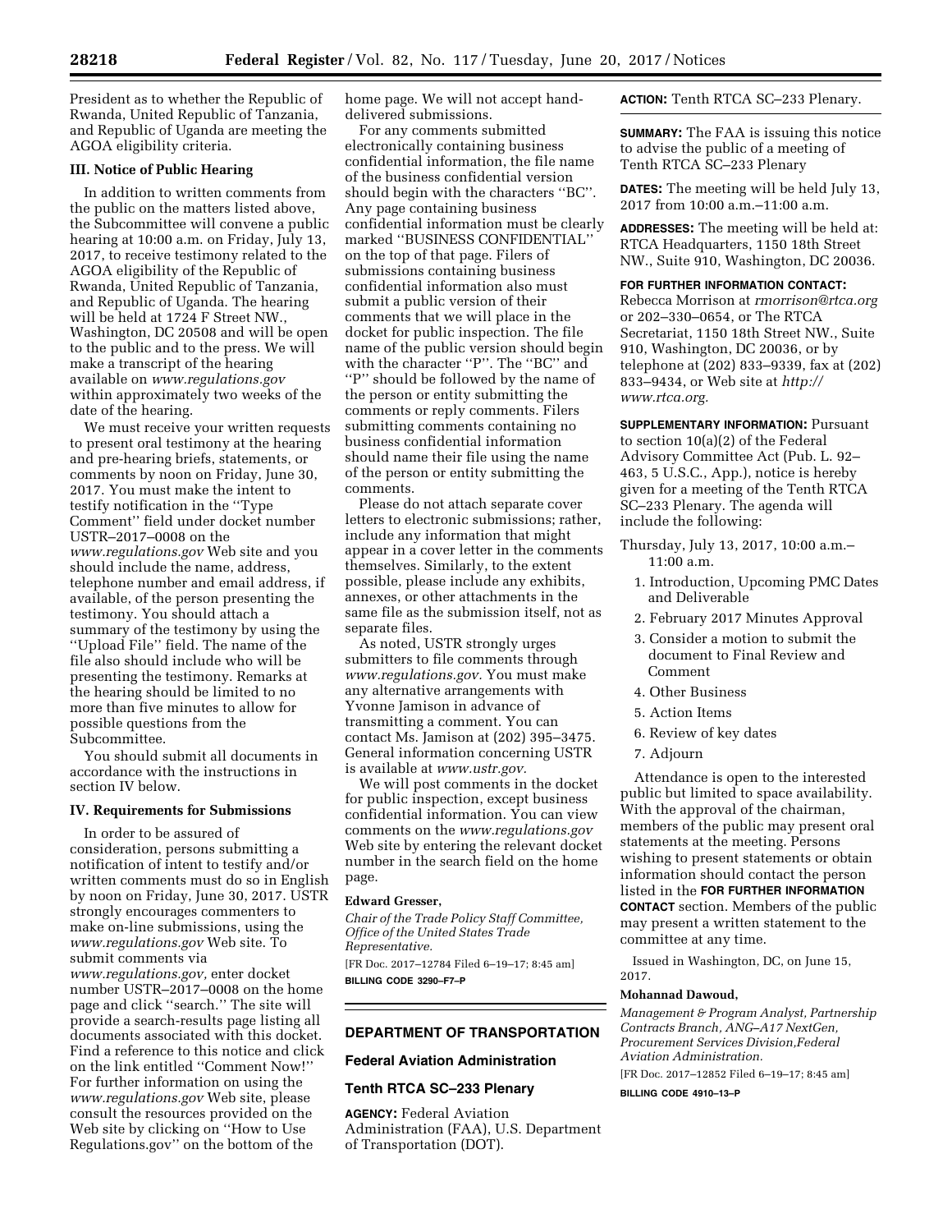President as to whether the Republic of Rwanda, United Republic of Tanzania, and Republic of Uganda are meeting the AGOA eligibility criteria.

### III. Notice of Public Hearing

In addition to written comments from the public on the matters listed above, the Subcommittee will convene a public hearing at 10:00 a.m. on Friday, July 13, 2017, to receive testimony related to the AGOA eligibility of the Republic of Rwanda, United Republic of Tanzania, and Republic of Uganda. The hearing will be held at 1724 F Street NW., Washington, DC 20508 and will be open to the public and to the press. We will make a transcript of the hearing available on *www.regulations.gov* within approximately two weeks of the date of the hearing.

We must receive your written requests to present oral testimony at the hearing and pre-hearing briefs, statements, or comments by noon on Friday, June 30, 2017. You must make the intent to testify notification in the ''Type Comment'' field under docket number USTR–2017–0008 on the *www.regulations.gov* Web site and you should include the name, address, telephone number and email address, if available, of the person presenting the testimony. You should attach a summary of the testimony by using the ''Upload File'' field. The name of the file also should include who will be presenting the testimony. Remarks at the hearing should be limited to no more than five minutes to allow for possible questions from the Subcommittee.

You should submit all documents in accordance with the instructions in section IV below.

### IV. Requirements for Submissions

In order to be assured of consideration, persons submitting a notification of intent to testify and/or written comments must do so in English by noon on Friday, June 30, 2017. USTR strongly encourages commenters to make on-line submissions, using the *www.regulations.gov* Web site. To submit comments via *www.regulations.gov*, enter docket number USTR–2017–0008 on the home page and click ''search.'' The site will provide a search-results page listing all documents associated with this docket. Find a reference to this notice and click on the link entitled ''Comment Now!'' For further information on using the *www.regulations.gov* Web site, please consult the resources provided on the Web site by clicking on ''How to Use Regulations.gov'' on the bottom of the home page. We will not accept hand-delivered submissions.

For any comments submitted electronically containing business confidential information, the file name of the business confidential version should begin with the characters ''BC''. Any page containing business confidential information must be clearly marked ''BUSINESS CONFIDENTIAL'' on the top of that page. Filers of submissions containing business confidential information also must submit a public version of their comments that we will place in the docket for public inspection. The file name of the public version should begin with the character ''P''. The ''BC'' and ''P'' should be followed by the name of the person or entity submitting the comments or reply comments. Filers submitting comments containing no business confidential information should name their file using the name of the person or entity submitting the comments.

Please do not attach separate cover letters to electronic submissions; rather, include any information that might appear in a cover letter in the comments themselves. Similarly, to the extent possible, please include any exhibits, annexes, or other attachments in the same file as the submission itself, not as separate files.

As noted, USTR strongly urges submitters to file comments through *www.regulations.gov.* You must make any alternative arrangements with Yvonne Jamison in advance of transmitting a comment. You can contact Ms. Jamison at (202) 395–3475. General information concerning USTR is available at *www.ustr.gov.*

We will post comments in the docket for public inspection, except business confidential information. You can view comments on the *www.regulations.gov* Web site by entering the relevant docket number in the search field on the home page.

**Edward Gresser,**

*Chair of the Trade Policy Staff Committee, Office of the United States Trade Representative.*

[FR Doc. 2017–12784 Filed 6–19–17; 8:45 am]

**BILLING CODE 3290–F7–P**

## DEPARTMENT OF TRANSPORTATION

### Federal Aviation Administration

### Tenth RTCA SC–233 Plenary

**AGENCY:** Federal Aviation Administration (FAA), U.S. Department of Transportation (DOT).

**ACTION:** Tenth RTCA SC–233 Plenary.

**SUMMARY:** The FAA is issuing this notice to advise the public of a meeting of Tenth RTCA SC–233 Plenary

**DATES:** The meeting will be held July 13, 2017 from 10:00 a.m.–11:00 a.m.

**ADDRESSES:** The meeting will be held at: RTCA Headquarters, 1150 18th Street NW., Suite 910, Washington, DC 20036.

**FOR FURTHER INFORMATION CONTACT:** Rebecca Morrison at *rmorrison@rtca.org* or 202–330–0654, or The RTCA Secretariat, 1150 18th Street NW., Suite 910, Washington, DC 20036, or by telephone at (202) 833–9339, fax at (202) 833–9434, or Web site at *http://www.rtca.org.*

**SUPPLEMENTARY INFORMATION:** Pursuant to section 10(a)(2) of the Federal Advisory Committee Act (Pub. L. 92–463, 5 U.S.C., App.), notice is hereby given for a meeting of the Tenth RTCA SC–233 Plenary. The agenda will include the following:

Thursday, July 13, 2017, 10:00 a.m.–11:00 a.m.

1. Introduction, Upcoming PMC Dates and Deliverable
2. February 2017 Minutes Approval
3. Consider a motion to submit the document to Final Review and Comment
4. Other Business
5. Action Items
6. Review of key dates
7. Adjourn

Attendance is open to the interested public but limited to space availability. With the approval of the chairman, members of the public may present oral statements at the meeting. Persons wishing to present statements or obtain information should contact the person listed in the **FOR FURTHER INFORMATION CONTACT** section. Members of the public may present a written statement to the committee at any time.

Issued in Washington, DC, on June 15, 2017.

**Mohannad Dawoud,**

*Management & Program Analyst, Partnership Contracts Branch, ANG–A17 NextGen, Procurement Services Division,Federal Aviation Administration.*

[FR Doc. 2017–12852 Filed 6–19–17; 8:45 am]

**BILLING CODE 4910–13–P**